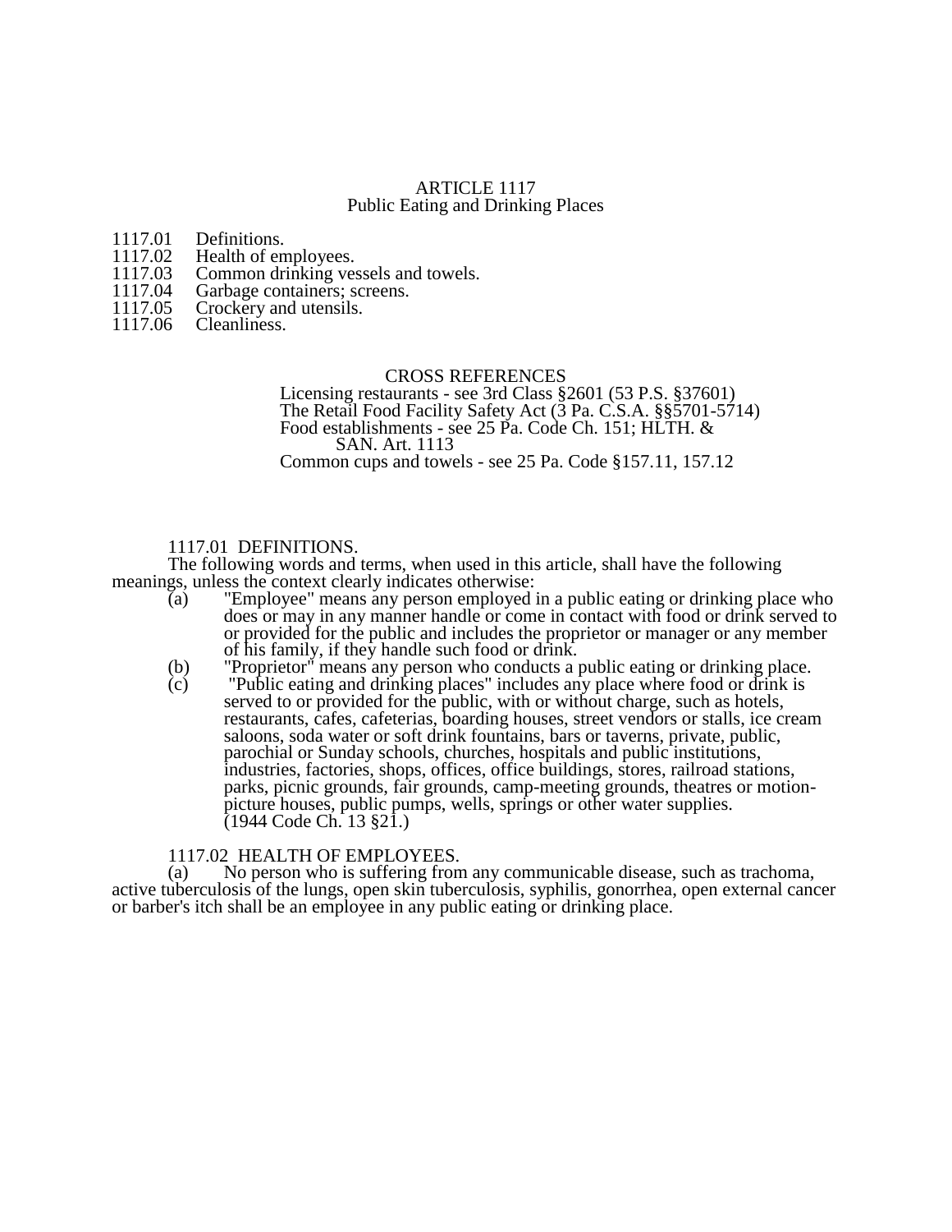# ARTICLE 1117
## Public Eating and Drinking Places

1117.01 Definitions.
1117.02 Health of employees.
1117.03 Common drinking vessels and towels.
1117.04 Garbage containers; screens.
1117.05 Crockery and utensils.
1117.06 Cleanliness.

CROSS REFERENCES

Licensing restaurants - see 3rd Class §2601 (53 P.S. §37601)
The Retail Food Facility Safety Act (3 Pa. C.S.A. §§5701-5714)
Food establishments - see 25 Pa. Code Ch. 151; HLTH. & SAN. Art. 1113
Common cups and towels - see 25 Pa. Code §157.11, 157.12

**1117.01 DEFINITIONS.**

The following words and terms, when used in this article, shall have the following meanings, unless the context clearly indicates otherwise:

(a) "Employee" means any person employed in a public eating or drinking place who does or may in any manner handle or come in contact with food or drink served to or provided for the public and includes the proprietor or manager or any member of his family, if they handle such food or drink.

(b) "Proprietor" means any person who conducts a public eating or drinking place.

(c) "Public eating and drinking places" includes any place where food or drink is served to or provided for the public, with or without charge, such as hotels, restaurants, cafes, cafeterias, boarding houses, street vendors or stalls, ice cream saloons, soda water or soft drink fountains, bars or taverns, private, public, parochial or Sunday schools, churches, hospitals and public institutions, industries, factories, shops, offices, office buildings, stores, railroad stations, parks, picnic grounds, fair grounds, camp-meeting grounds, theatres or motion-picture houses, public pumps, wells, springs or other water supplies.
(1944 Code Ch. 13 §21.)

**1117.02 HEALTH OF EMPLOYEES.**

(a) No person who is suffering from any communicable disease, such as trachoma, active tuberculosis of the lungs, open skin tuberculosis, syphilis, gonorrhea, open external cancer or barber's itch shall be an employee in any public eating or drinking place.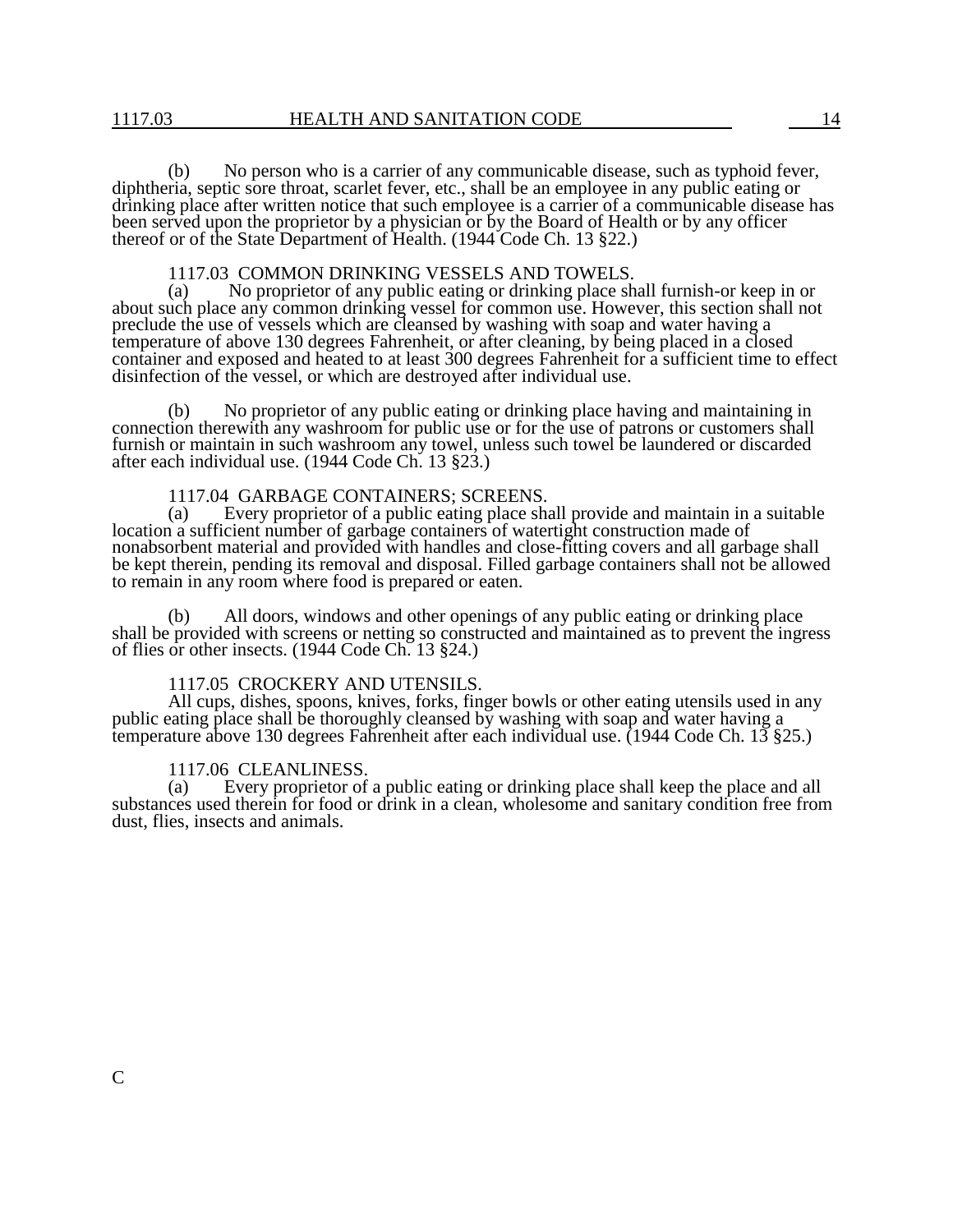(b) No person who is a carrier of any communicable disease, such as typhoid fever, diphtheria, septic sore throat, scarlet fever, etc., shall be an employee in any public eating or drinking place after written notice that such employee is a carrier of a communicable disease has been served upon the proprietor by a physician or by the Board of Health or by any officer thereof or of the State Department of Health. (1944 Code Ch. 13 §22.)

1117.03 COMMON DRINKING VESSELS AND TOWELS.

(a) No proprietor of any public eating or drinking place shall furnish-or keep in or about such place any common drinking vessel for common use. However, this section shall not preclude the use of vessels which are cleansed by washing with soap and water having a temperature of above 130 degrees Fahrenheit, or after cleaning, by being placed in a closed container and exposed and heated to at least 300 degrees Fahrenheit for a sufficient time to effect disinfection of the vessel, or which are destroyed after individual use.

(b) No proprietor of any public eating or drinking place having and maintaining in connection therewith any washroom for public use or for the use of patrons or customers shall furnish or maintain in such washroom any towel, unless such towel be laundered or discarded after each individual use. (1944 Code Ch. 13 §23.)

1117.04 GARBAGE CONTAINERS; SCREENS.

(a) Every proprietor of a public eating place shall provide and maintain in a suitable location a sufficient number of garbage containers of watertight construction made of nonabsorbent material and provided with handles and close-fitting covers and all garbage shall be kept therein, pending its removal and disposal. Filled garbage containers shall not be allowed to remain in any room where food is prepared or eaten.

(b) All doors, windows and other openings of any public eating or drinking place shall be provided with screens or netting so constructed and maintained as to prevent the ingress of flies or other insects. (1944 Code Ch. 13 §24.)

1117.05 CROCKERY AND UTENSILS.

All cups, dishes, spoons, knives, forks, finger bowls or other eating utensils used in any public eating place shall be thoroughly cleansed by washing with soap and water having a temperature above 130 degrees Fahrenheit after each individual use. (1944 Code Ch. 13 §25.)

1117.06 CLEANLINESS.

(a) Every proprietor of a public eating or drinking place shall keep the place and all substances used therein for food or drink in a clean, wholesome and sanitary condition free from dust, flies, insects and animals.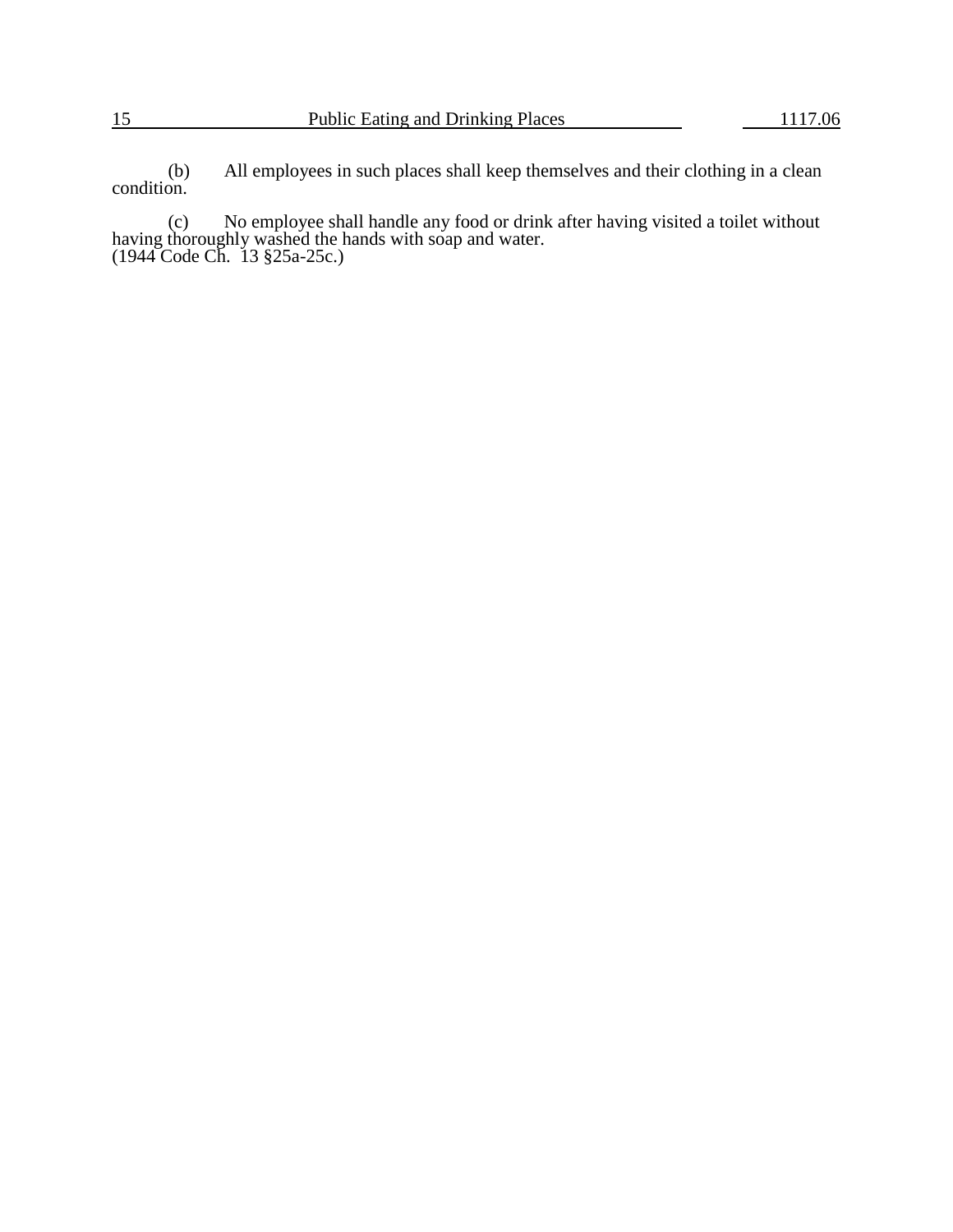(b) All employees in such places shall keep themselves and their clothing in a clean condition.

(c) No employee shall handle any food or drink after having visited a toilet without having thoroughly washed the hands with soap and water.
(1944 Code Ch. 13 §25a-25c.)